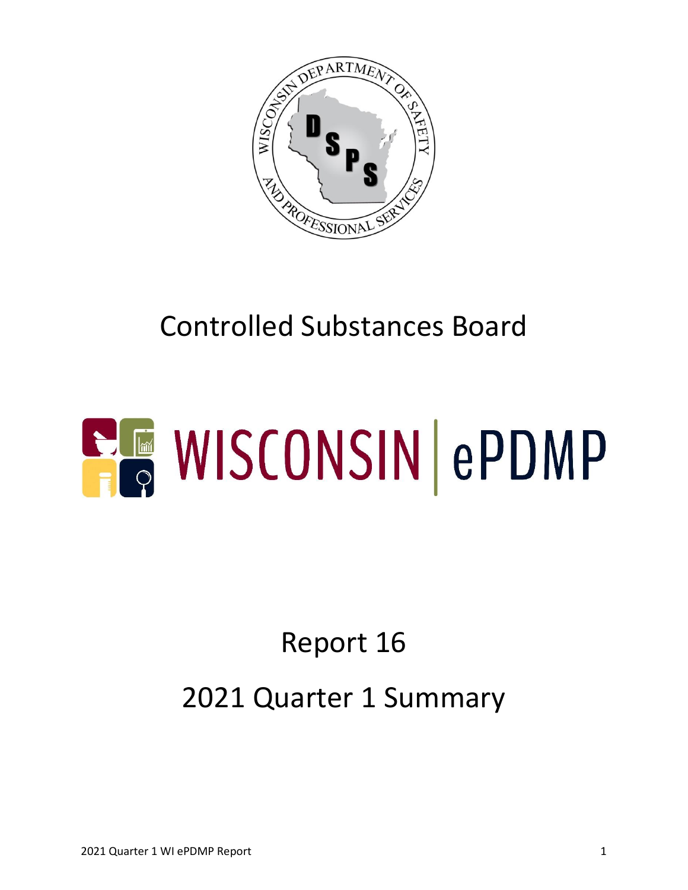Controlled Substances Board

WISCONSIN | ePDMP

Report 16

2021 Quarter 1 Summary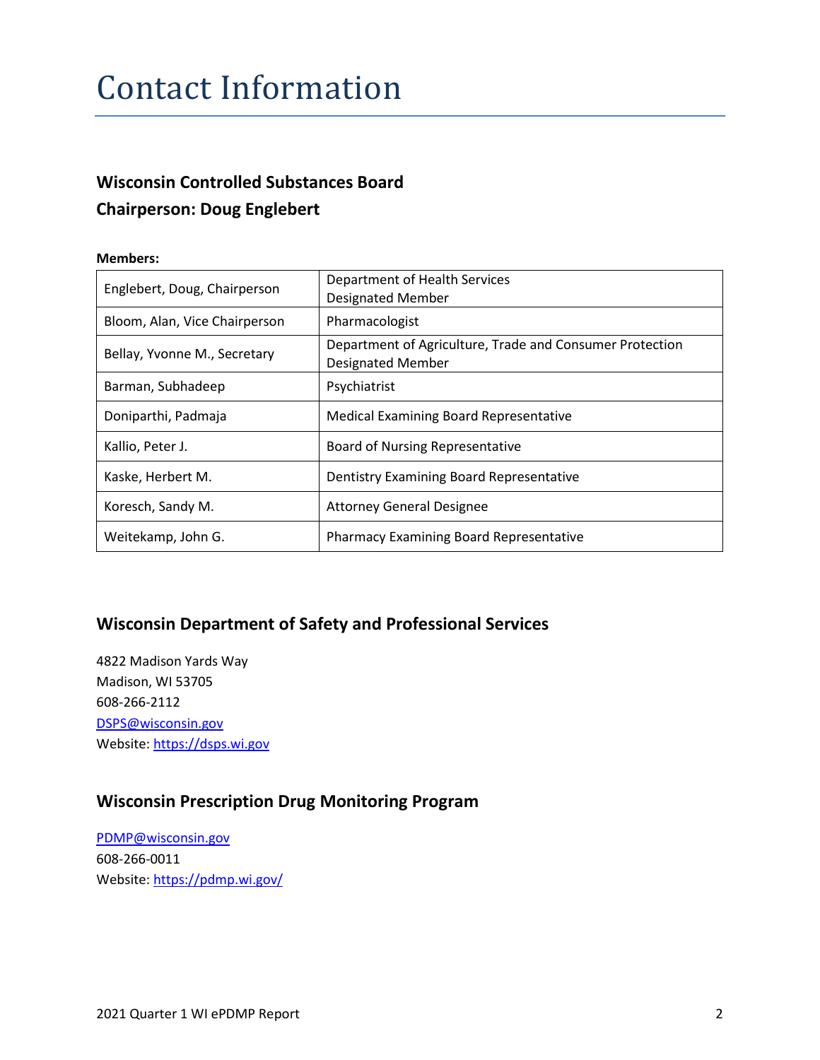# Contact Information

### Wisconsin Controlled Substances Board
### Chairperson: Doug Englebert

**Members:**

| Name | Role |
|---|---|
| Englebert, Doug, Chairperson | Department of Health Services Designated Member |
| Bloom, Alan, Vice Chairperson | Pharmacologist |
| Bellay, Yvonne M., Secretary | Department of Agriculture, Trade and Consumer Protection Designated Member |
| Barman, Subhadeep | Psychiatrist |
| Doniparthi, Padmaja | Medical Examining Board Representative |
| Kallio, Peter J. | Board of Nursing Representative |
| Kaske, Herbert M. | Dentistry Examining Board Representative |
| Koresch, Sandy M. | Attorney General Designee |
| Weitekamp, John G. | Pharmacy Examining Board Representative |

## Wisconsin Department of Safety and Professional Services

4822 Madison Yards Way
Madison, WI 53705
608-266-2112
DSPS@wisconsin.gov
Website: https://dsps.wi.gov

## Wisconsin Prescription Drug Monitoring Program

PDMP@wisconsin.gov
608-266-0011
Website: https://pdmp.wi.gov/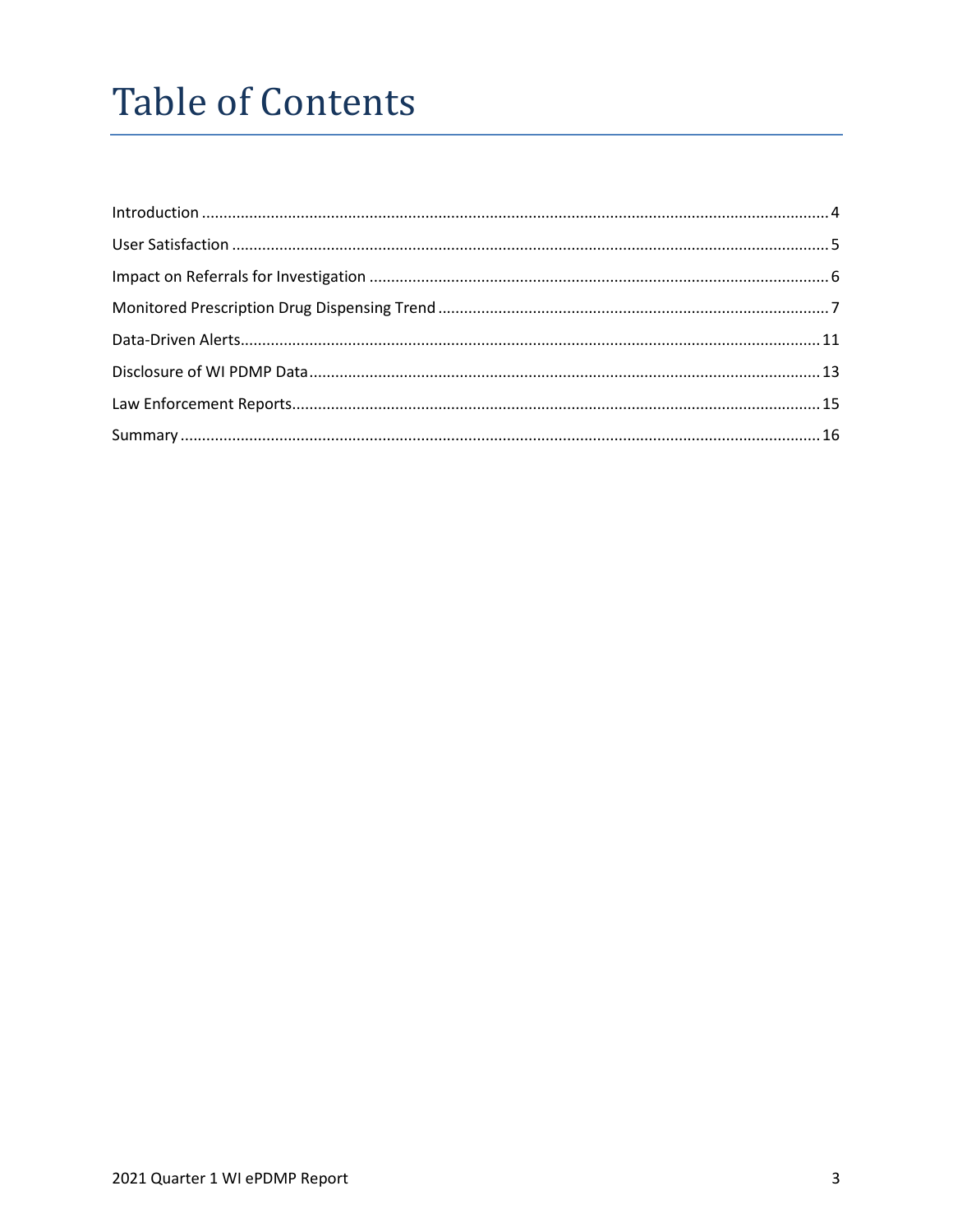# Table of Contents

Introduction ........................................................................................................................................ 4

User Satisfaction .................................................................................................................................. 5

Impact on Referrals for Investigation ................................................................................................... 6

Monitored Prescription Drug Dispensing Trend ................................................................................... 7

Data-Driven Alerts ................................................................................................................................ 11

Disclosure of WI PDMP Data ............................................................................................................... 13

Law Enforcement Reports .................................................................................................................... 15

Summary .............................................................................................................................................. 16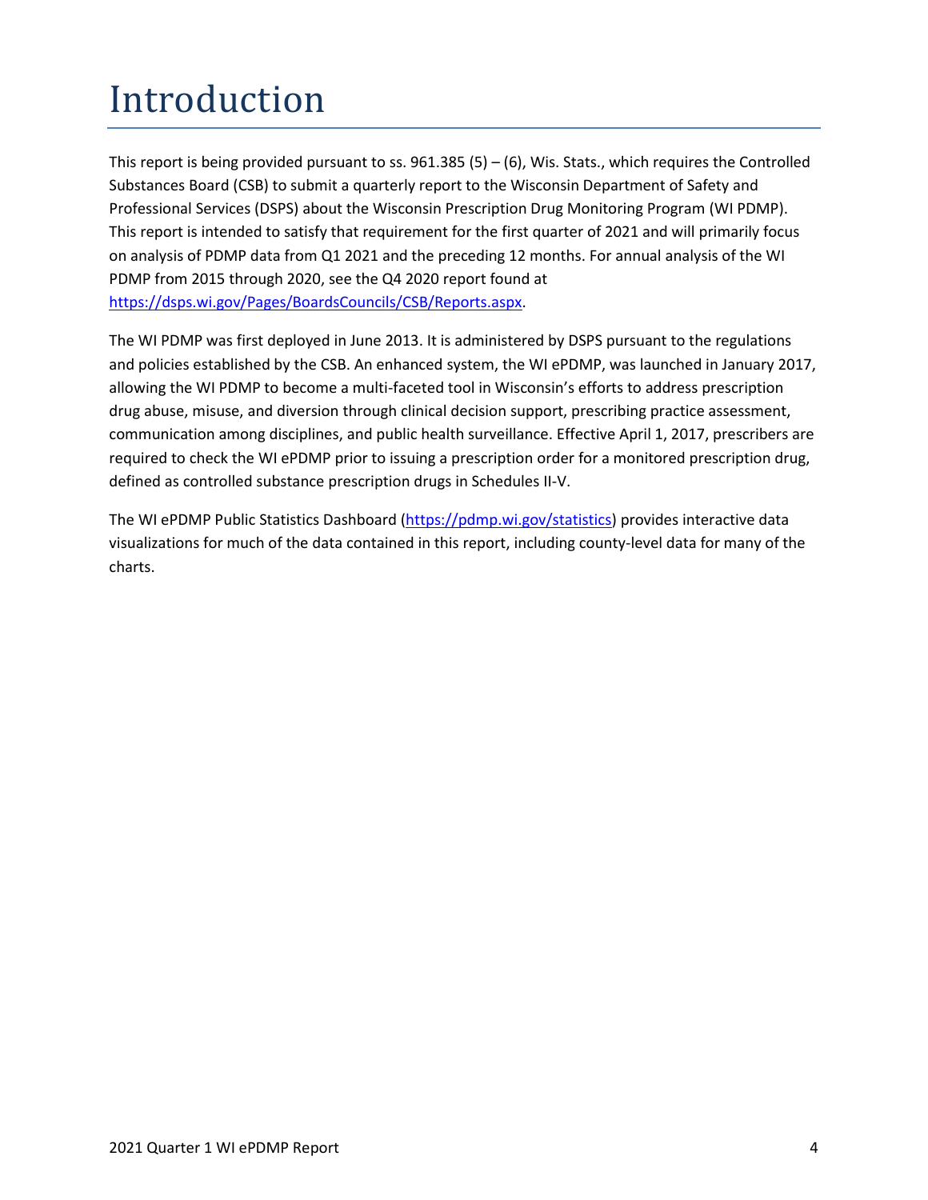# Introduction

This report is being provided pursuant to ss. 961.385 (5) – (6), Wis. Stats., which requires the Controlled Substances Board (CSB) to submit a quarterly report to the Wisconsin Department of Safety and Professional Services (DSPS) about the Wisconsin Prescription Drug Monitoring Program (WI PDMP). This report is intended to satisfy that requirement for the first quarter of 2021 and will primarily focus on analysis of PDMP data from Q1 2021 and the preceding 12 months. For annual analysis of the WI PDMP from 2015 through 2020, see the Q4 2020 report found at [https://dsps.wi.gov/Pages/BoardsCouncils/CSB/Reports.aspx](https://dsps.wi.gov/Pages/BoardsCouncils/CSB/Reports.aspx).

The WI PDMP was first deployed in June 2013. It is administered by DSPS pursuant to the regulations and policies established by the CSB. An enhanced system, the WI ePDMP, was launched in January 2017, allowing the WI PDMP to become a multi-faceted tool in Wisconsin's efforts to address prescription drug abuse, misuse, and diversion through clinical decision support, prescribing practice assessment, communication among disciplines, and public health surveillance. Effective April 1, 2017, prescribers are required to check the WI ePDMP prior to issuing a prescription order for a monitored prescription drug, defined as controlled substance prescription drugs in Schedules II-V.

The WI ePDMP Public Statistics Dashboard ([https://pdmp.wi.gov/statistics](https://pdmp.wi.gov/statistics)) provides interactive data visualizations for much of the data contained in this report, including county-level data for many of the charts.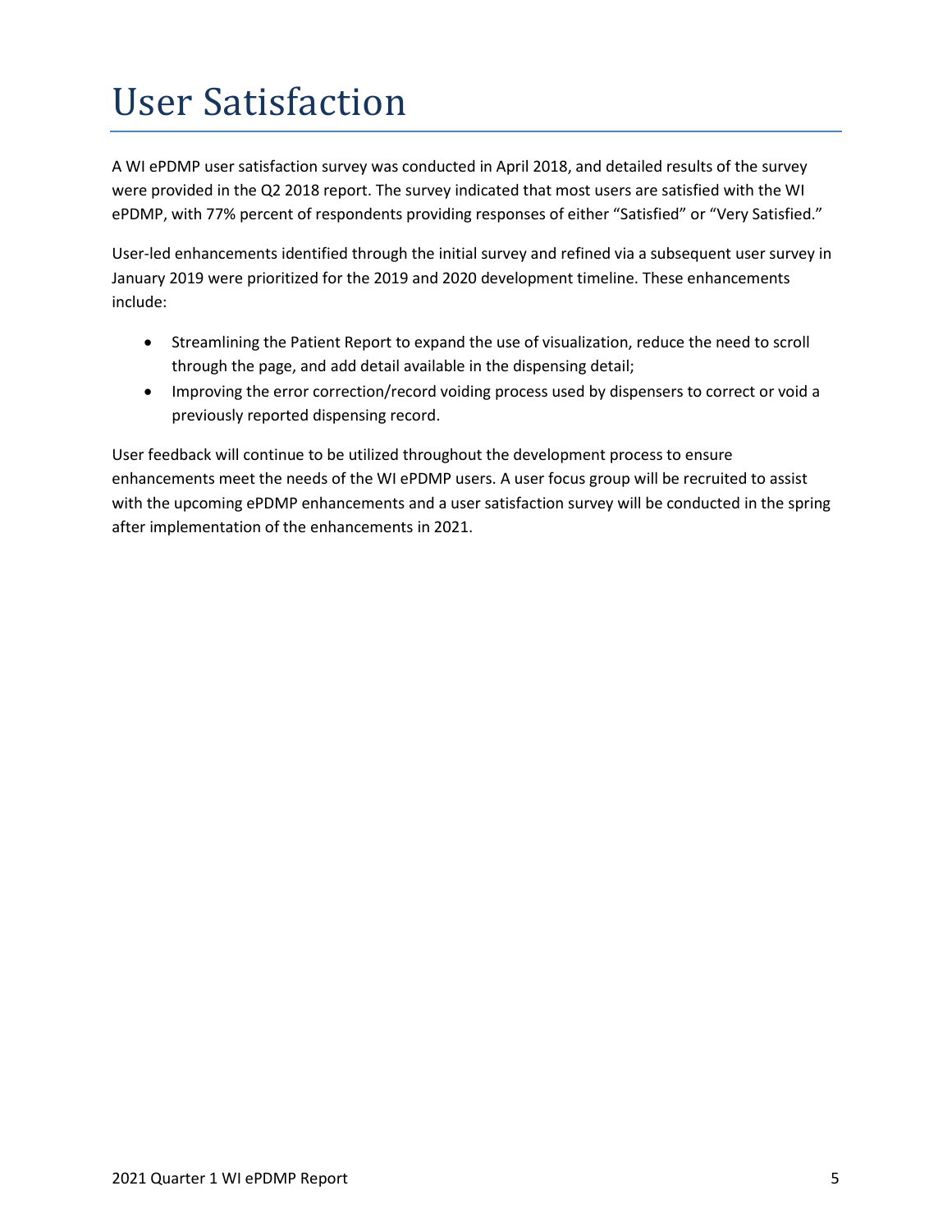# User Satisfaction

A WI ePDMP user satisfaction survey was conducted in April 2018, and detailed results of the survey were provided in the Q2 2018 report. The survey indicated that most users are satisfied with the WI ePDMP, with 77% percent of respondents providing responses of either "Satisfied" or "Very Satisfied."

User-led enhancements identified through the initial survey and refined via a subsequent user survey in January 2019 were prioritized for the 2019 and 2020 development timeline. These enhancements include:

- Streamlining the Patient Report to expand the use of visualization, reduce the need to scroll through the page, and add detail available in the dispensing detail;
- Improving the error correction/record voiding process used by dispensers to correct or void a previously reported dispensing record.

User feedback will continue to be utilized throughout the development process to ensure enhancements meet the needs of the WI ePDMP users. A user focus group will be recruited to assist with the upcoming ePDMP enhancements and a user satisfaction survey will be conducted in the spring after implementation of the enhancements in 2021.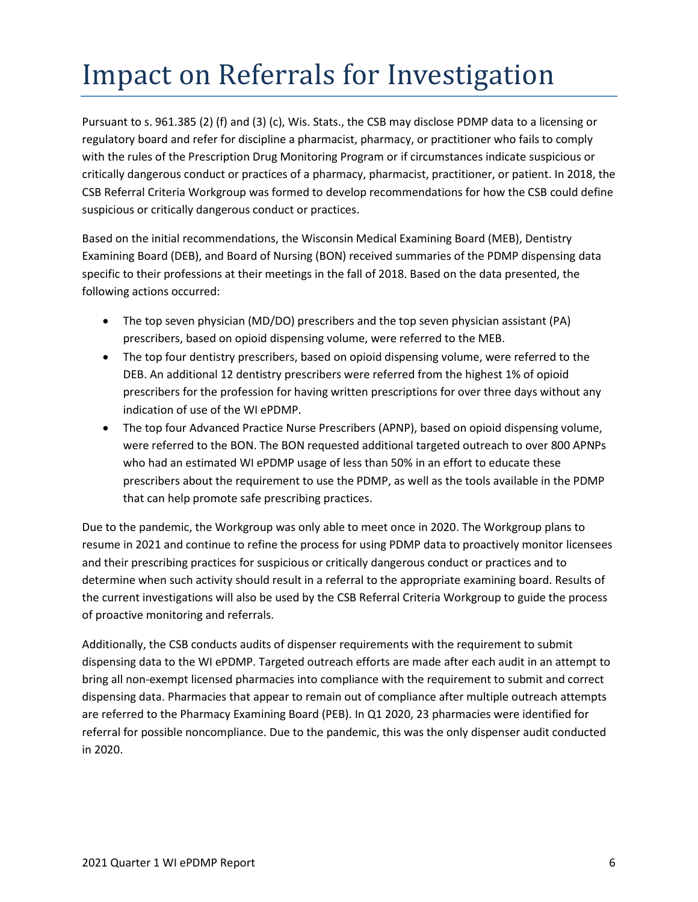# Impact on Referrals for Investigation

Pursuant to s. 961.385 (2) (f) and (3) (c), Wis. Stats., the CSB may disclose PDMP data to a licensing or regulatory board and refer for discipline a pharmacist, pharmacy, or practitioner who fails to comply with the rules of the Prescription Drug Monitoring Program or if circumstances indicate suspicious or critically dangerous conduct or practices of a pharmacy, pharmacist, practitioner, or patient. In 2018, the CSB Referral Criteria Workgroup was formed to develop recommendations for how the CSB could define suspicious or critically dangerous conduct or practices.

Based on the initial recommendations, the Wisconsin Medical Examining Board (MEB), Dentistry Examining Board (DEB), and Board of Nursing (BON) received summaries of the PDMP dispensing data specific to their professions at their meetings in the fall of 2018. Based on the data presented, the following actions occurred:

- The top seven physician (MD/DO) prescribers and the top seven physician assistant (PA) prescribers, based on opioid dispensing volume, were referred to the MEB.
- The top four dentistry prescribers, based on opioid dispensing volume, were referred to the DEB. An additional 12 dentistry prescribers were referred from the highest 1% of opioid prescribers for the profession for having written prescriptions for over three days without any indication of use of the WI ePDMP.
- The top four Advanced Practice Nurse Prescribers (APNP), based on opioid dispensing volume, were referred to the BON. The BON requested additional targeted outreach to over 800 APNPs who had an estimated WI ePDMP usage of less than 50% in an effort to educate these prescribers about the requirement to use the PDMP, as well as the tools available in the PDMP that can help promote safe prescribing practices.

Due to the pandemic, the Workgroup was only able to meet once in 2020. The Workgroup plans to resume in 2021 and continue to refine the process for using PDMP data to proactively monitor licensees and their prescribing practices for suspicious or critically dangerous conduct or practices and to determine when such activity should result in a referral to the appropriate examining board. Results of the current investigations will also be used by the CSB Referral Criteria Workgroup to guide the process of proactive monitoring and referrals.

Additionally, the CSB conducts audits of dispenser requirements with the requirement to submit dispensing data to the WI ePDMP. Targeted outreach efforts are made after each audit in an attempt to bring all non-exempt licensed pharmacies into compliance with the requirement to submit and correct dispensing data. Pharmacies that appear to remain out of compliance after multiple outreach attempts are referred to the Pharmacy Examining Board (PEB). In Q1 2020, 23 pharmacies were identified for referral for possible noncompliance. Due to the pandemic, this was the only dispenser audit conducted in 2020.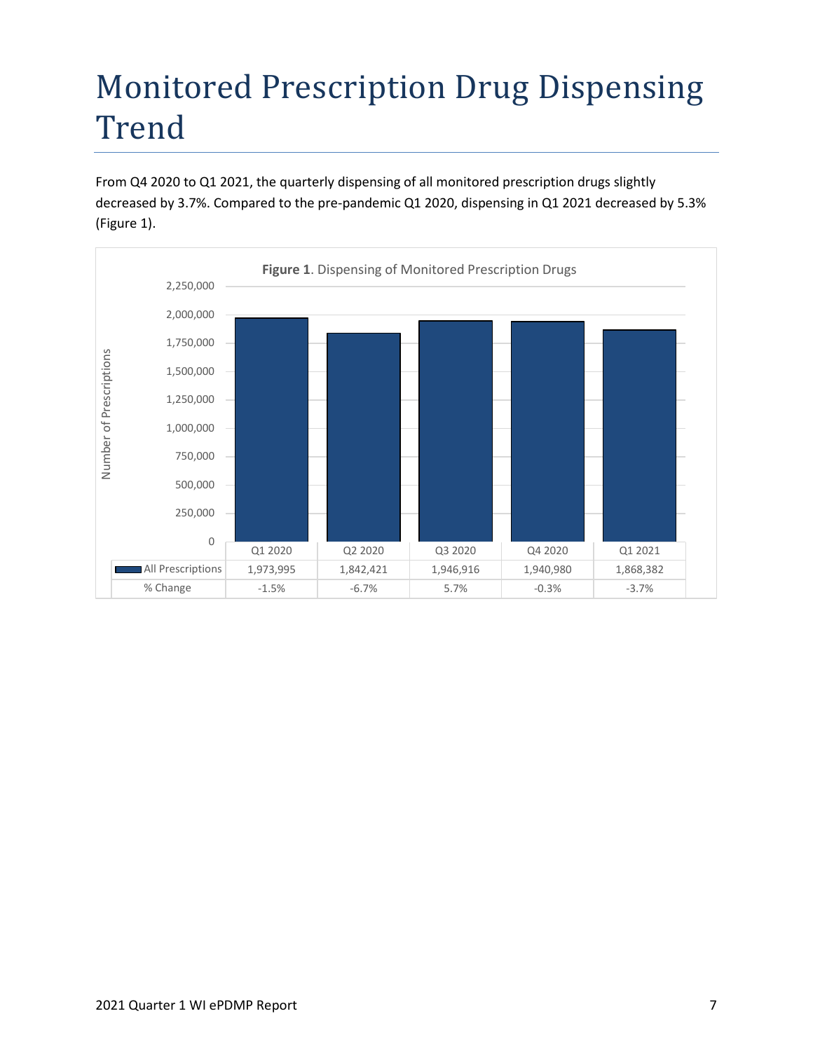# Monitored Prescription Drug Dispensing Trend

From Q4 2020 to Q1 2021, the quarterly dispensing of all monitored prescription drugs slightly decreased by 3.7%. Compared to the pre-pandemic Q1 2020, dispensing in Q1 2021 decreased by 5.3% (Figure 1).

**Figure 1**. Dispensing of Monitored Prescription Drugs

| | Q1 2020 | Q2 2020 | Q3 2020 | Q4 2020 | Q1 2021 |
|---|---|---|---|---|---|
| All Prescriptions | 1,973,995 | 1,842,421 | 1,946,916 | 1,940,980 | 1,868,382 |
| % Change | -1.5% | -6.7% | 5.7% | -0.3% | -3.7% |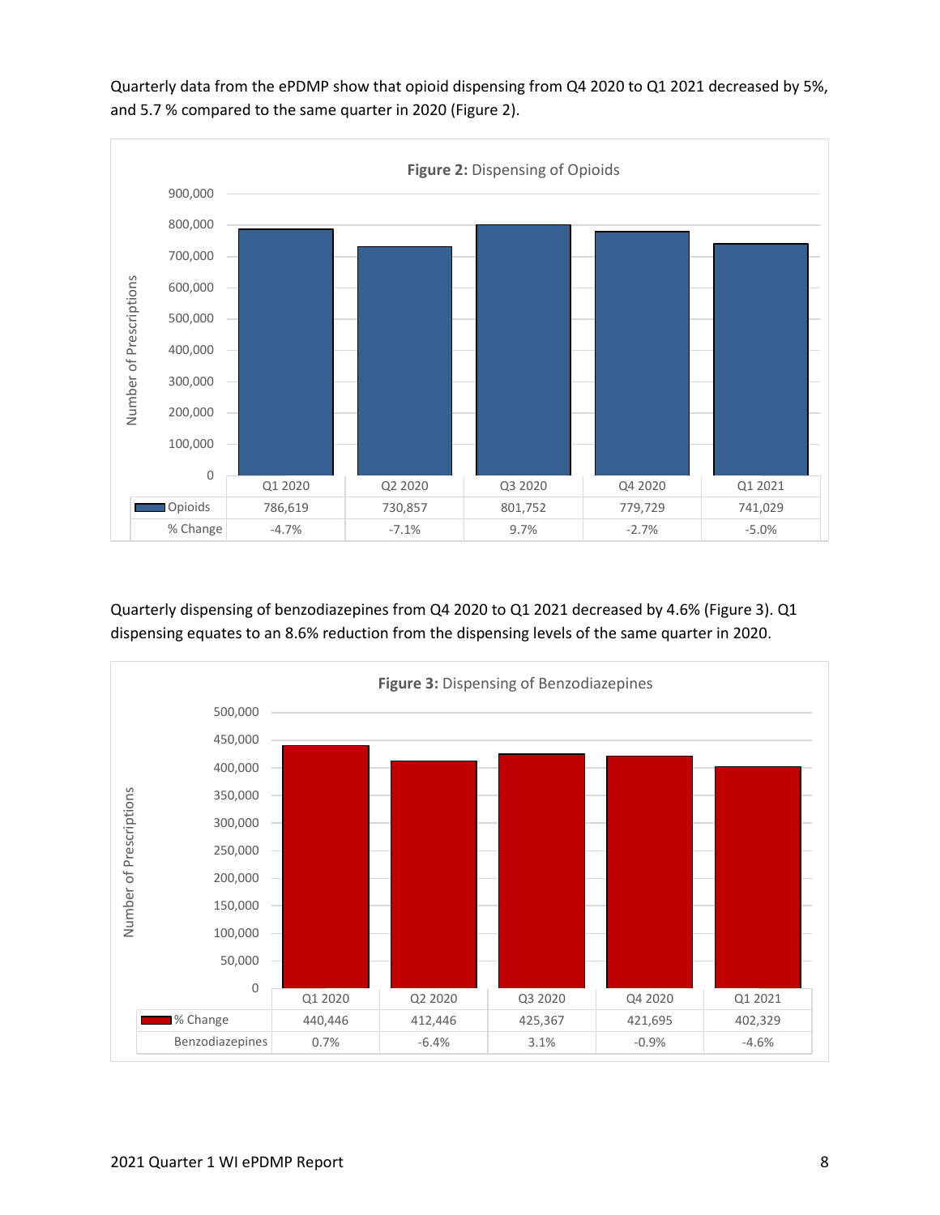Quarterly data from the ePDMP show that opioid dispensing from Q4 2020 to Q1 2021 decreased by 5%, and 5.7 % compared to the same quarter in 2020 (Figure 2).

**Figure 2:** Dispensing of Opioids

| | Q1 2020 | Q2 2020 | Q3 2020 | Q4 2020 | Q1 2021 |
|---|---|---|---|---|---|
| Opioids | 786,619 | 730,857 | 801,752 | 779,729 | 741,029 |
| % Change | -4.7% | -7.1% | 9.7% | -2.7% | -5.0% |

Quarterly dispensing of benzodiazepines from Q4 2020 to Q1 2021 decreased by 4.6% (Figure 3). Q1 dispensing equates to an 8.6% reduction from the dispensing levels of the same quarter in 2020.

**Figure 3:** Dispensing of Benzodiazepines

| | Q1 2020 | Q2 2020 | Q3 2020 | Q4 2020 | Q1 2021 |
|---|---|---|---|---|---|
| % Change | 440,446 | 412,446 | 425,367 | 421,695 | 402,329 |
| Benzodiazepines | 0.7% | -6.4% | 3.1% | -0.9% | -4.6% |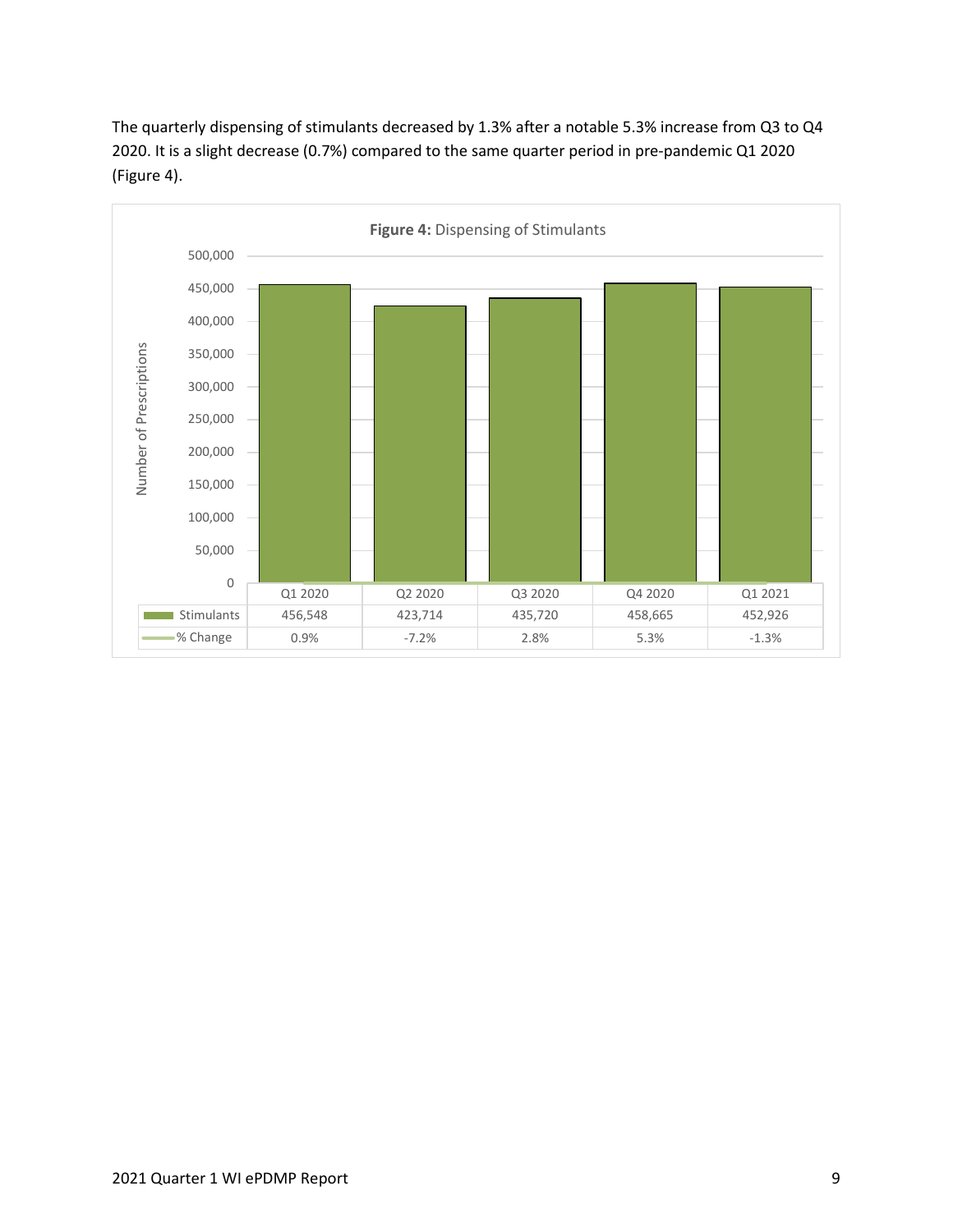The quarterly dispensing of stimulants decreased by 1.3% after a notable 5.3% increase from Q3 to Q4 2020. It is a slight decrease (0.7%) compared to the same quarter period in pre-pandemic Q1 2020 (Figure 4).

**Figure 4:** Dispensing of Stimulants

| | Q1 2020 | Q2 2020 | Q3 2020 | Q4 2020 | Q1 2021 |
|---|---|---|---|---|---|
| Stimulants | 456,548 | 423,714 | 435,720 | 458,665 | 452,926 |
| % Change | 0.9% | -7.2% | 2.8% | 5.3% | -1.3% |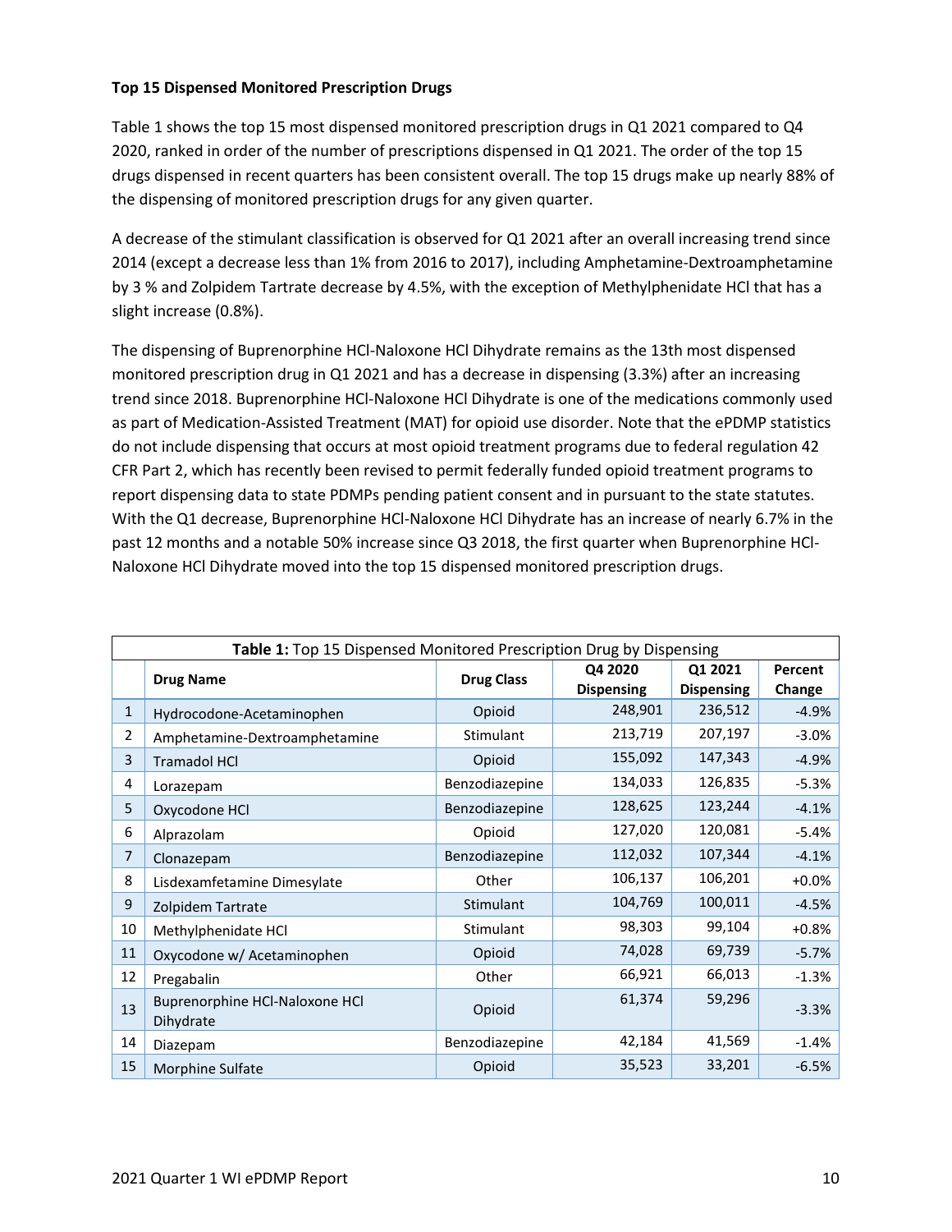**Top 15 Dispensed Monitored Prescription Drugs**

Table 1 shows the top 15 most dispensed monitored prescription drugs in Q1 2021 compared to Q4 2020, ranked in order of the number of prescriptions dispensed in Q1 2021. The order of the top 15 drugs dispensed in recent quarters has been consistent overall. The top 15 drugs make up nearly 88% of the dispensing of monitored prescription drugs for any given quarter.

A decrease of the stimulant classification is observed for Q1 2021 after an overall increasing trend since 2014 (except a decrease less than 1% from 2016 to 2017), including Amphetamine-Dextroamphetamine by 3 % and Zolpidem Tartrate decrease by 4.5%, with the exception of Methylphenidate HCl that has a slight increase (0.8%).

The dispensing of Buprenorphine HCl-Naloxone HCl Dihydrate remains as the 13th most dispensed monitored prescription drug in Q1 2021 and has a decrease in dispensing (3.3%) after an increasing trend since 2018. Buprenorphine HCl-Naloxone HCl Dihydrate is one of the medications commonly used as part of Medication-Assisted Treatment (MAT) for opioid use disorder. Note that the ePDMP statistics do not include dispensing that occurs at most opioid treatment programs due to federal regulation 42 CFR Part 2, which has recently been revised to permit federally funded opioid treatment programs to report dispensing data to state PDMPs pending patient consent and in pursuant to the state statutes. With the Q1 decrease, Buprenorphine HCl-Naloxone HCl Dihydrate has an increase of nearly 6.7% in the past 12 months and a notable 50% increase since Q3 2018, the first quarter when Buprenorphine HCl-Naloxone HCl Dihydrate moved into the top 15 dispensed monitored prescription drugs.

**Table 1:** Top 15 Dispensed Monitored Prescription Drug by Dispensing

| | Drug Name | Drug Class | Q4 2020 Dispensing | Q1 2021 Dispensing | Percent Change |
|---|---|---|---|---|---|
| 1 | Hydrocodone-Acetaminophen | Opioid | 248,901 | 236,512 | -4.9% |
| 2 | Amphetamine-Dextroamphetamine | Stimulant | 213,719 | 207,197 | -3.0% |
| 3 | Tramadol HCl | Opioid | 155,092 | 147,343 | -4.9% |
| 4 | Lorazepam | Benzodiazepine | 134,033 | 126,835 | -5.3% |
| 5 | Oxycodone HCl | Benzodiazepine | 128,625 | 123,244 | -4.1% |
| 6 | Alprazolam | Opioid | 127,020 | 120,081 | -5.4% |
| 7 | Clonazepam | Benzodiazepine | 112,032 | 107,344 | -4.1% |
| 8 | Lisdexamfetamine Dimesylate | Other | 106,137 | 106,201 | +0.0% |
| 9 | Zolpidem Tartrate | Stimulant | 104,769 | 100,011 | -4.5% |
| 10 | Methylphenidate HCl | Stimulant | 98,303 | 99,104 | +0.8% |
| 11 | Oxycodone w/ Acetaminophen | Opioid | 74,028 | 69,739 | -5.7% |
| 12 | Pregabalin | Other | 66,921 | 66,013 | -1.3% |
| 13 | Buprenorphine HCl-Naloxone HCl Dihydrate | Opioid | 61,374 | 59,296 | -3.3% |
| 14 | Diazepam | Benzodiazepine | 42,184 | 41,569 | -1.4% |
| 15 | Morphine Sulfate | Opioid | 35,523 | 33,201 | -6.5% |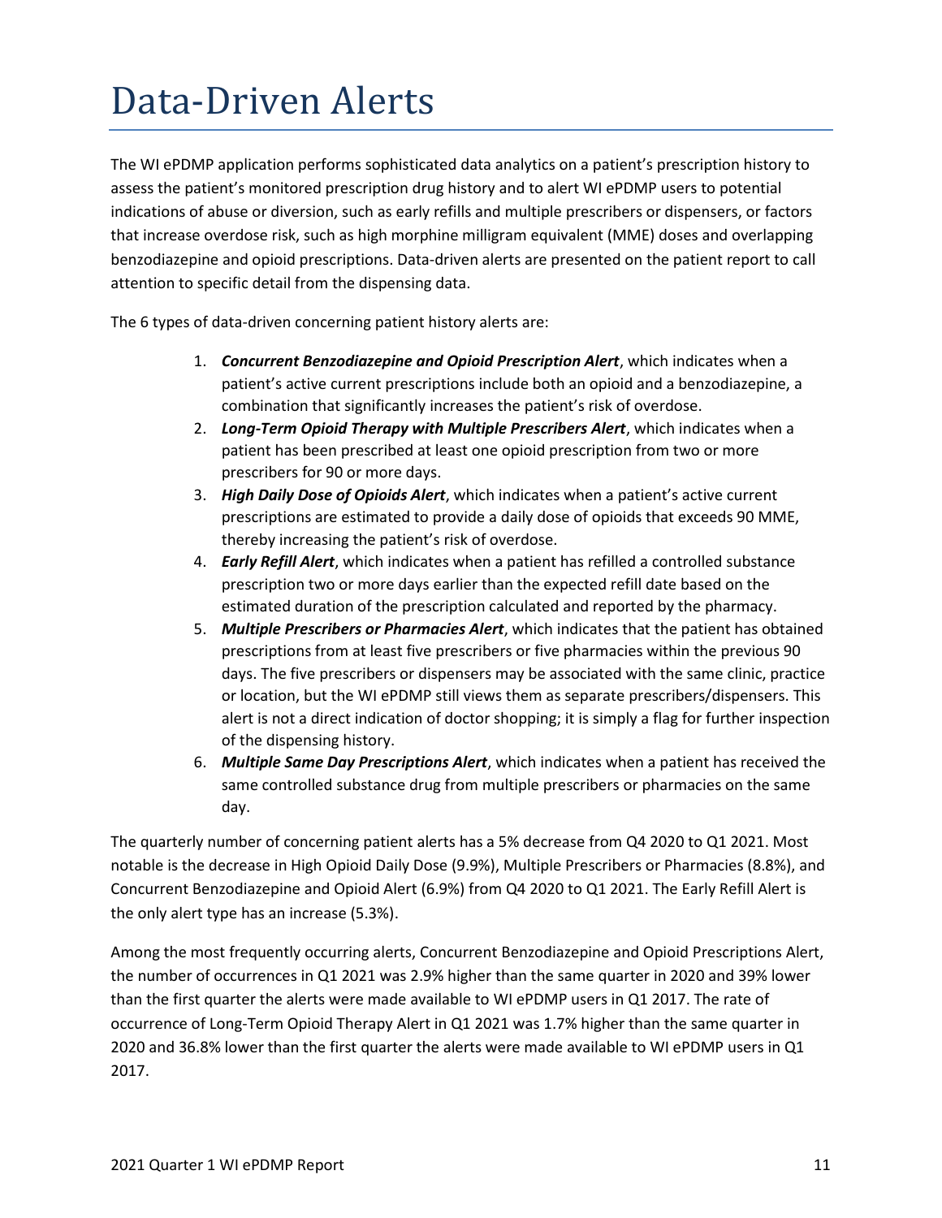# Data-Driven Alerts

The WI ePDMP application performs sophisticated data analytics on a patient's prescription history to assess the patient's monitored prescription drug history and to alert WI ePDMP users to potential indications of abuse or diversion, such as early refills and multiple prescribers or dispensers, or factors that increase overdose risk, such as high morphine milligram equivalent (MME) doses and overlapping benzodiazepine and opioid prescriptions. Data-driven alerts are presented on the patient report to call attention to specific detail from the dispensing data.

The 6 types of data-driven concerning patient history alerts are:

1. ***Concurrent Benzodiazepine and Opioid Prescription Alert***, which indicates when a patient's active current prescriptions include both an opioid and a benzodiazepine, a combination that significantly increases the patient's risk of overdose.
2. ***Long-Term Opioid Therapy with Multiple Prescribers Alert***, which indicates when a patient has been prescribed at least one opioid prescription from two or more prescribers for 90 or more days.
3. ***High Daily Dose of Opioids Alert***, which indicates when a patient's active current prescriptions are estimated to provide a daily dose of opioids that exceeds 90 MME, thereby increasing the patient's risk of overdose.
4. ***Early Refill Alert***, which indicates when a patient has refilled a controlled substance prescription two or more days earlier than the expected refill date based on the estimated duration of the prescription calculated and reported by the pharmacy.
5. ***Multiple Prescribers or Pharmacies Alert***, which indicates that the patient has obtained prescriptions from at least five prescribers or five pharmacies within the previous 90 days. The five prescribers or dispensers may be associated with the same clinic, practice or location, but the WI ePDMP still views them as separate prescribers/dispensers. This alert is not a direct indication of doctor shopping; it is simply a flag for further inspection of the dispensing history.
6. ***Multiple Same Day Prescriptions Alert***, which indicates when a patient has received the same controlled substance drug from multiple prescribers or pharmacies on the same day.

The quarterly number of concerning patient alerts has a 5% decrease from Q4 2020 to Q1 2021. Most notable is the decrease in High Opioid Daily Dose (9.9%), Multiple Prescribers or Pharmacies (8.8%), and Concurrent Benzodiazepine and Opioid Alert (6.9%) from Q4 2020 to Q1 2021. The Early Refill Alert is the only alert type has an increase (5.3%).

Among the most frequently occurring alerts, Concurrent Benzodiazepine and Opioid Prescriptions Alert, the number of occurrences in Q1 2021 was 2.9% higher than the same quarter in 2020 and 39% lower than the first quarter the alerts were made available to WI ePDMP users in Q1 2017. The rate of occurrence of Long-Term Opioid Therapy Alert in Q1 2021 was 1.7% higher than the same quarter in 2020 and 36.8% lower than the first quarter the alerts were made available to WI ePDMP users in Q1 2017.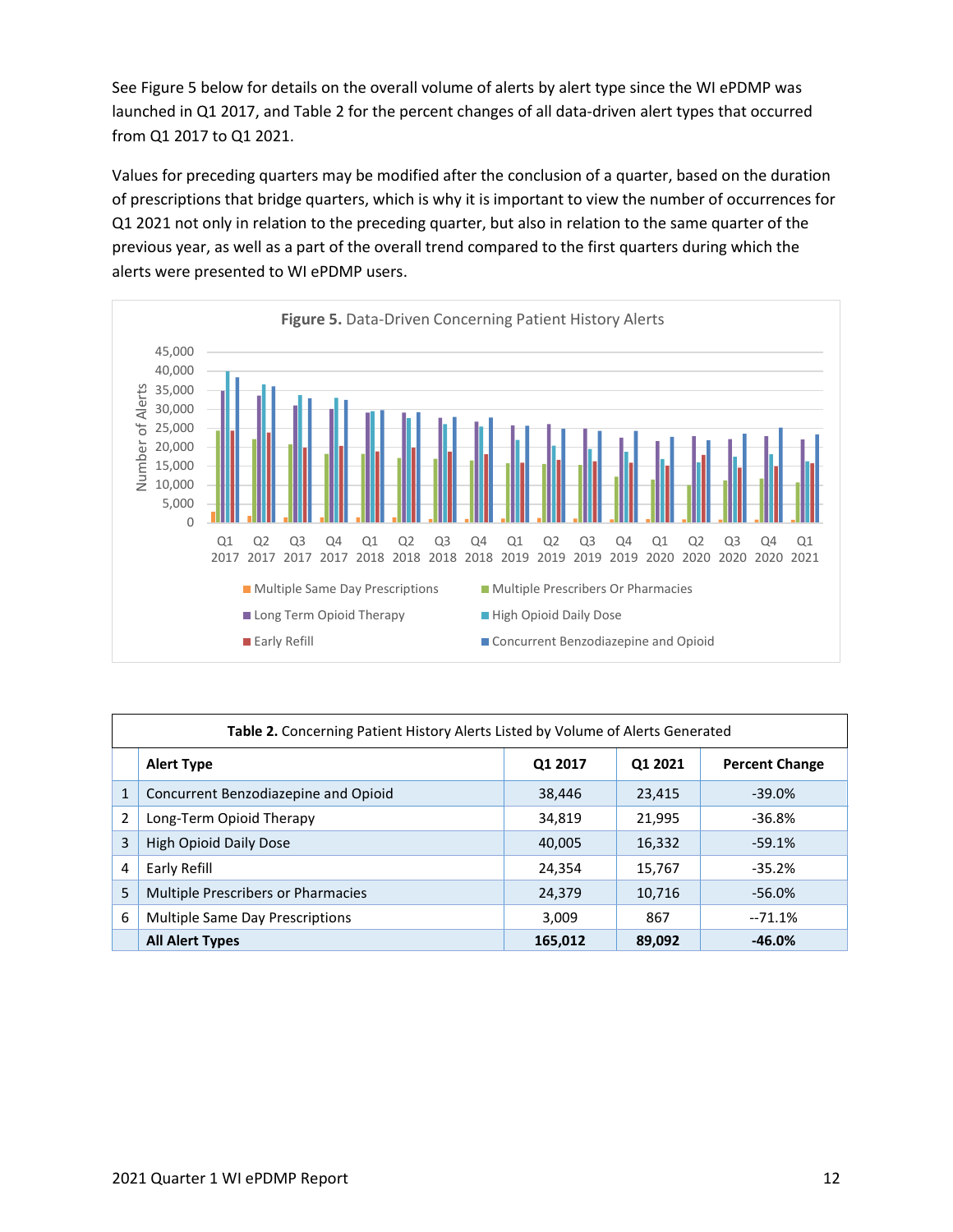See Figure 5 below for details on the overall volume of alerts by alert type since the WI ePDMP was launched in Q1 2017, and Table 2 for the percent changes of all data-driven alert types that occurred from Q1 2017 to Q1 2021.

Values for preceding quarters may be modified after the conclusion of a quarter, based on the duration of prescriptions that bridge quarters, which is why it is important to view the number of occurrences for Q1 2021 not only in relation to the preceding quarter, but also in relation to the same quarter of the previous year, as well as a part of the overall trend compared to the first quarters during which the alerts were presented to WI ePDMP users.

**Figure 5.** Data-Driven Concerning Patient History Alerts

| | Alert Type | Q1 2017 | Q1 2021 | Percent Change |
|---|---|---|---|---|
| **Table 2.** Concerning Patient History Alerts Listed by Volume of Alerts Generated | | | | |
| 1 | Concurrent Benzodiazepine and Opioid | 38,446 | 23,415 | -39.0% |
| 2 | Long-Term Opioid Therapy | 34,819 | 21,995 | -36.8% |
| 3 | High Opioid Daily Dose | 40,005 | 16,332 | -59.1% |
| 4 | Early Refill | 24,354 | 15,767 | -35.2% |
| 5 | Multiple Prescribers or Pharmacies | 24,379 | 10,716 | -56.0% |
| 6 | Multiple Same Day Prescriptions | 3,009 | 867 | --71.1% |
| | **All Alert Types** | **165,012** | **89,092** | **-46.0%** |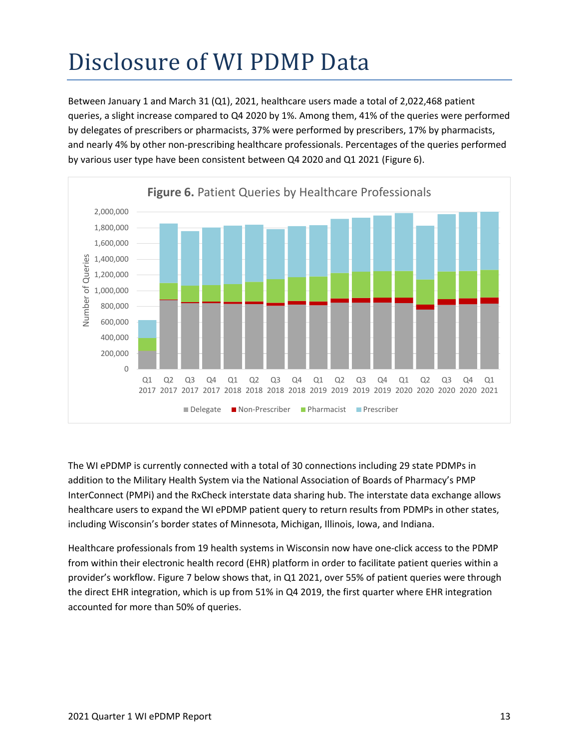# Disclosure of WI PDMP Data

Between January 1 and March 31 (Q1), 2021, healthcare users made a total of 2,022,468 patient queries, a slight increase compared to Q4 2020 by 1%. Among them, 41% of the queries were performed by delegates of prescribers or pharmacists, 37% were performed by prescribers, 17% by pharmacists, and nearly 4% by other non-prescribing healthcare professionals. Percentages of the queries performed by various user type have been consistent between Q4 2020 and Q1 2021 (Figure 6).

**Figure 6.** Patient Queries by Healthcare Professionals

The WI ePDMP is currently connected with a total of 30 connections including 29 state PDMPs in addition to the Military Health System via the National Association of Boards of Pharmacy's PMP InterConnect (PMPi) and the RxCheck interstate data sharing hub. The interstate data exchange allows healthcare users to expand the WI ePDMP patient query to return results from PDMPs in other states, including Wisconsin's border states of Minnesota, Michigan, Illinois, Iowa, and Indiana.

Healthcare professionals from 19 health systems in Wisconsin now have one-click access to the PDMP from within their electronic health record (EHR) platform in order to facilitate patient queries within a provider's workflow. Figure 7 below shows that, in Q1 2021, over 55% of patient queries were through the direct EHR integration, which is up from 51% in Q4 2019, the first quarter where EHR integration accounted for more than 50% of queries.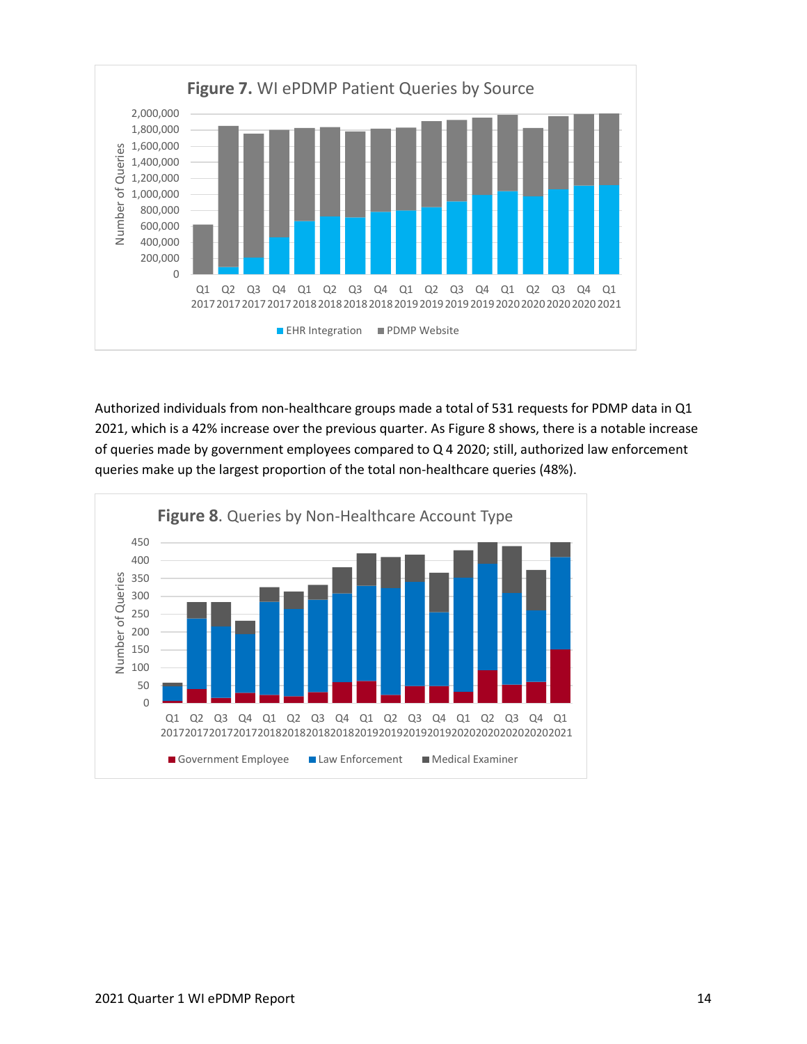**Figure 7.** WI ePDMP Patient Queries by Source

Authorized individuals from non-healthcare groups made a total of 531 requests for PDMP data in Q1 2021, which is a 42% increase over the previous quarter. As Figure 8 shows, there is a notable increase of queries made by government employees compared to Q 4 2020; still, authorized law enforcement queries make up the largest proportion of the total non-healthcare queries (48%).

**Figure 8**. Queries by Non-Healthcare Account Type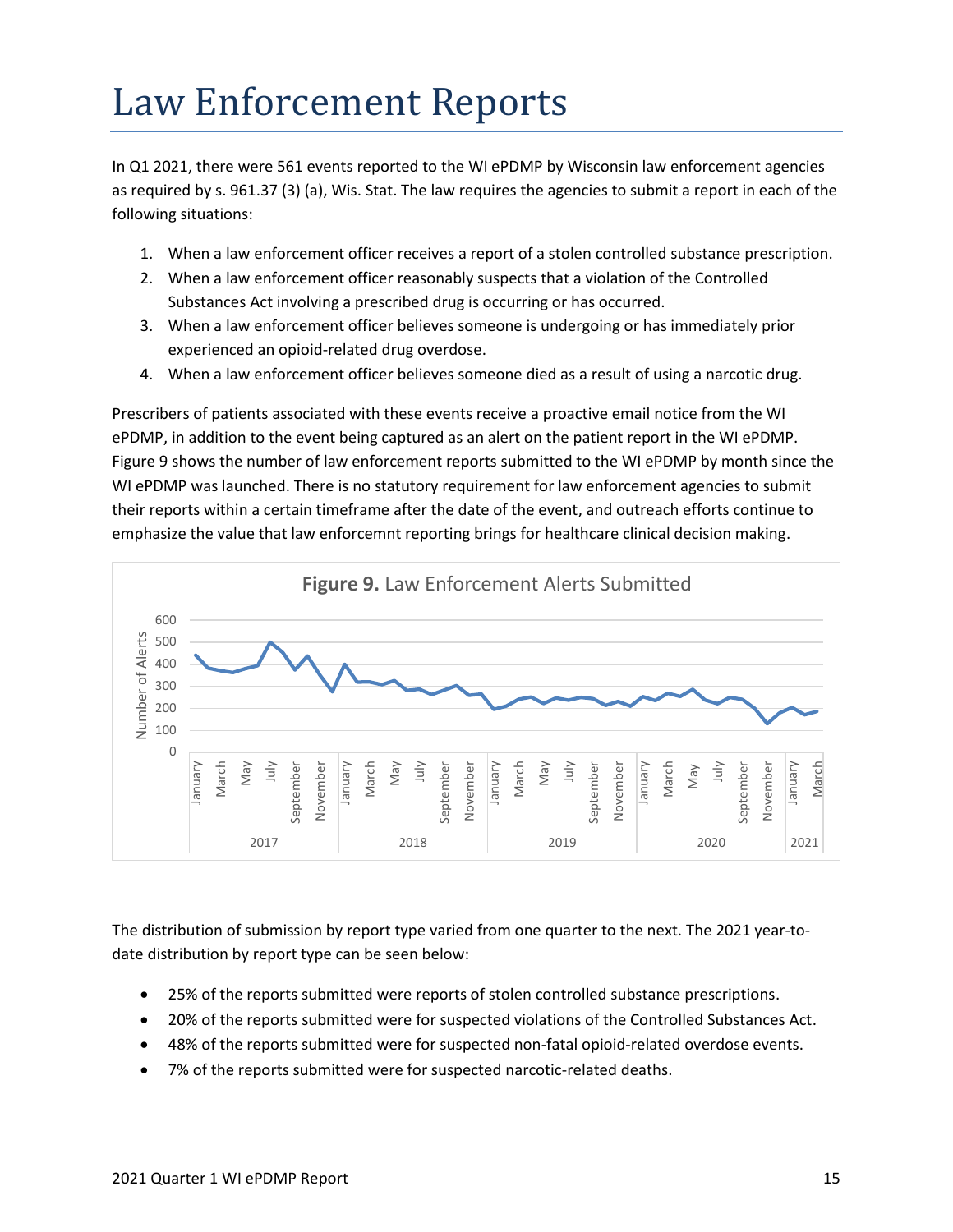# Law Enforcement Reports

In Q1 2021, there were 561 events reported to the WI ePDMP by Wisconsin law enforcement agencies as required by s. 961.37 (3) (a), Wis. Stat. The law requires the agencies to submit a report in each of the following situations:

1. When a law enforcement officer receives a report of a stolen controlled substance prescription.
2. When a law enforcement officer reasonably suspects that a violation of the Controlled Substances Act involving a prescribed drug is occurring or has occurred.
3. When a law enforcement officer believes someone is undergoing or has immediately prior experienced an opioid-related drug overdose.
4. When a law enforcement officer believes someone died as a result of using a narcotic drug.

Prescribers of patients associated with these events receive a proactive email notice from the WI ePDMP, in addition to the event being captured as an alert on the patient report in the WI ePDMP. Figure 9 shows the number of law enforcement reports submitted to the WI ePDMP by month since the WI ePDMP was launched. There is no statutory requirement for law enforcement agencies to submit their reports within a certain timeframe after the date of the event, and outreach efforts continue to emphasize the value that law enforcemnt reporting brings for healthcare clinical decision making.

**Figure 9.** Law Enforcement Alerts Submitted

The distribution of submission by report type varied from one quarter to the next. The 2021 year-to-date distribution by report type can be seen below:

- 25% of the reports submitted were reports of stolen controlled substance prescriptions.
- 20% of the reports submitted were for suspected violations of the Controlled Substances Act.
- 48% of the reports submitted were for suspected non-fatal opioid-related overdose events.
- 7% of the reports submitted were for suspected narcotic-related deaths.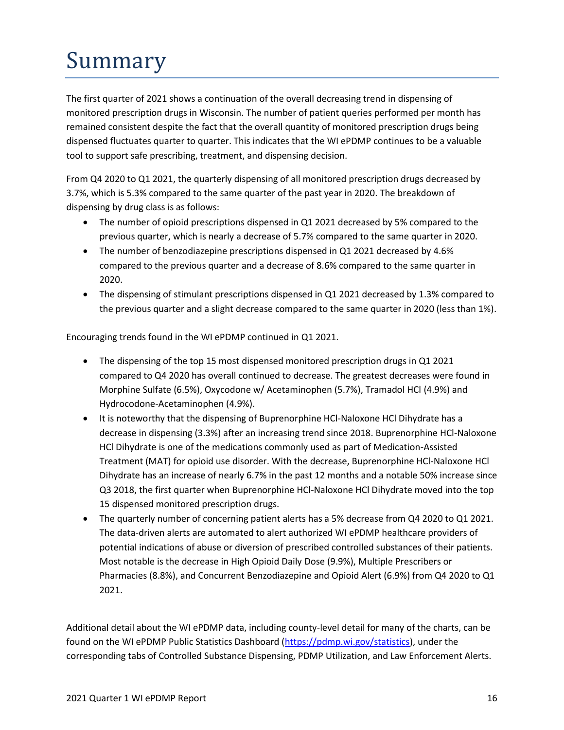# Summary

The first quarter of 2021 shows a continuation of the overall decreasing trend in dispensing of monitored prescription drugs in Wisconsin. The number of patient queries performed per month has remained consistent despite the fact that the overall quantity of monitored prescription drugs being dispensed fluctuates quarter to quarter. This indicates that the WI ePDMP continues to be a valuable tool to support safe prescribing, treatment, and dispensing decision.

From Q4 2020 to Q1 2021, the quarterly dispensing of all monitored prescription drugs decreased by 3.7%, which is 5.3% compared to the same quarter of the past year in 2020. The breakdown of dispensing by drug class is as follows:

- The number of opioid prescriptions dispensed in Q1 2021 decreased by 5% compared to the previous quarter, which is nearly a decrease of 5.7% compared to the same quarter in 2020.
- The number of benzodiazepine prescriptions dispensed in Q1 2021 decreased by 4.6% compared to the previous quarter and a decrease of 8.6% compared to the same quarter in 2020.
- The dispensing of stimulant prescriptions dispensed in Q1 2021 decreased by 1.3% compared to the previous quarter and a slight decrease compared to the same quarter in 2020 (less than 1%).

Encouraging trends found in the WI ePDMP continued in Q1 2021.

- The dispensing of the top 15 most dispensed monitored prescription drugs in Q1 2021 compared to Q4 2020 has overall continued to decrease. The greatest decreases were found in Morphine Sulfate (6.5%), Oxycodone w/ Acetaminophen (5.7%), Tramadol HCl (4.9%) and Hydrocodone-Acetaminophen (4.9%).
- It is noteworthy that the dispensing of Buprenorphine HCl-Naloxone HCl Dihydrate has a decrease in dispensing (3.3%) after an increasing trend since 2018. Buprenorphine HCl-Naloxone HCl Dihydrate is one of the medications commonly used as part of Medication-Assisted Treatment (MAT) for opioid use disorder. With the decrease, Buprenorphine HCl-Naloxone HCl Dihydrate has an increase of nearly 6.7% in the past 12 months and a notable 50% increase since Q3 2018, the first quarter when Buprenorphine HCl-Naloxone HCl Dihydrate moved into the top 15 dispensed monitored prescription drugs.
- The quarterly number of concerning patient alerts has a 5% decrease from Q4 2020 to Q1 2021. The data-driven alerts are automated to alert authorized WI ePDMP healthcare providers of potential indications of abuse or diversion of prescribed controlled substances of their patients. Most notable is the decrease in High Opioid Daily Dose (9.9%), Multiple Prescribers or Pharmacies (8.8%), and Concurrent Benzodiazepine and Opioid Alert (6.9%) from Q4 2020 to Q1 2021.

Additional detail about the WI ePDMP data, including county-level detail for many of the charts, can be found on the WI ePDMP Public Statistics Dashboard (https://pdmp.wi.gov/statistics), under the corresponding tabs of Controlled Substance Dispensing, PDMP Utilization, and Law Enforcement Alerts.